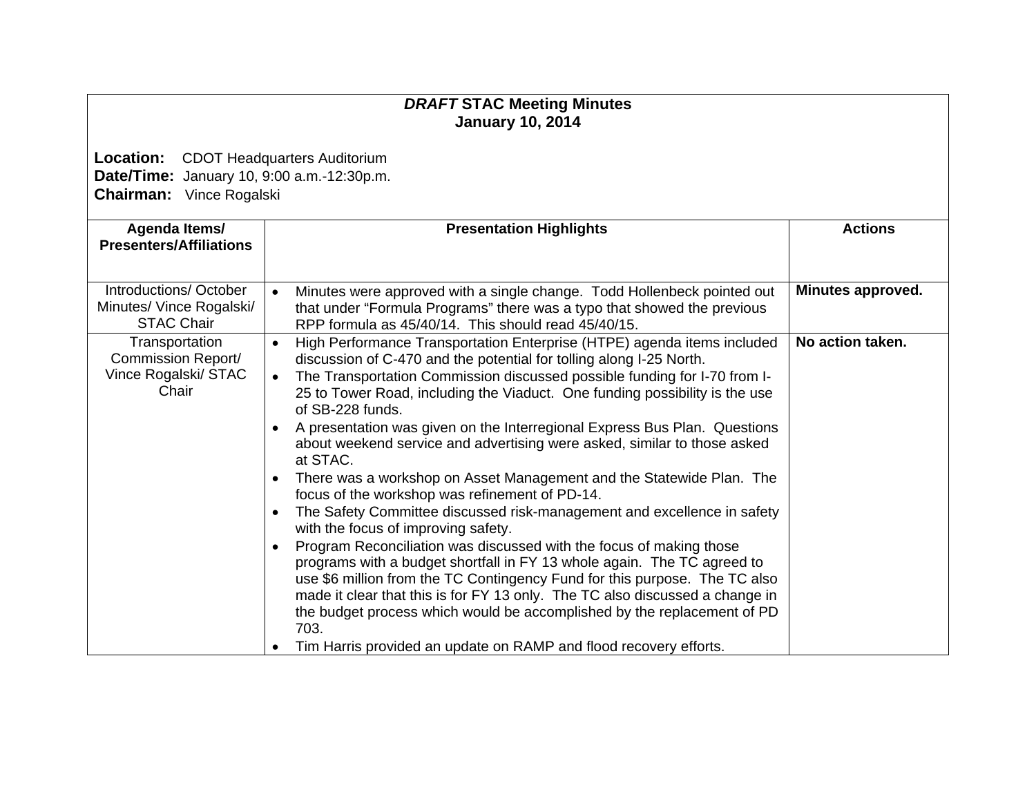# *DRAFT* STAC Meeting Minutes
## January 10, 2014

**Location:** CDOT Headquarters Auditorium
**Date/Time:** January 10, 9:00 a.m.-12:30p.m.
**Chairman:** Vince Rogalski

| Agenda Items/ Presenters/Affiliations | Presentation Highlights | Actions |
|---|---|---|
| Introductions/ October Minutes/ Vince Rogalski/ STAC Chair | • Minutes were approved with a single change. Todd Hollenbeck pointed out that under "Formula Programs" there was a typo that showed the previous RPP formula as 45/40/14. This should read 45/40/15. | **Minutes approved.** |
| Transportation Commission Report/ Vince Rogalski/ STAC Chair | • High Performance Transportation Enterprise (HTPE) agenda items included discussion of C-470 and the potential for tolling along I-25 North.<br>• The Transportation Commission discussed possible funding for I-70 from I-25 to Tower Road, including the Viaduct. One funding possibility is the use of SB-228 funds.<br>• A presentation was given on the Interregional Express Bus Plan. Questions about weekend service and advertising were asked, similar to those asked at STAC.<br>• There was a workshop on Asset Management and the Statewide Plan. The focus of the workshop was refinement of PD-14.<br>• The Safety Committee discussed risk-management and excellence in safety with the focus of improving safety.<br>• Program Reconciliation was discussed with the focus of making those programs with a budget shortfall in FY 13 whole again. The TC agreed to use $6 million from the TC Contingency Fund for this purpose. The TC also made it clear that this is for FY 13 only. The TC also discussed a change in the budget process which would be accomplished by the replacement of PD 703.<br>• Tim Harris provided an update on RAMP and flood recovery efforts. | **No action taken.** |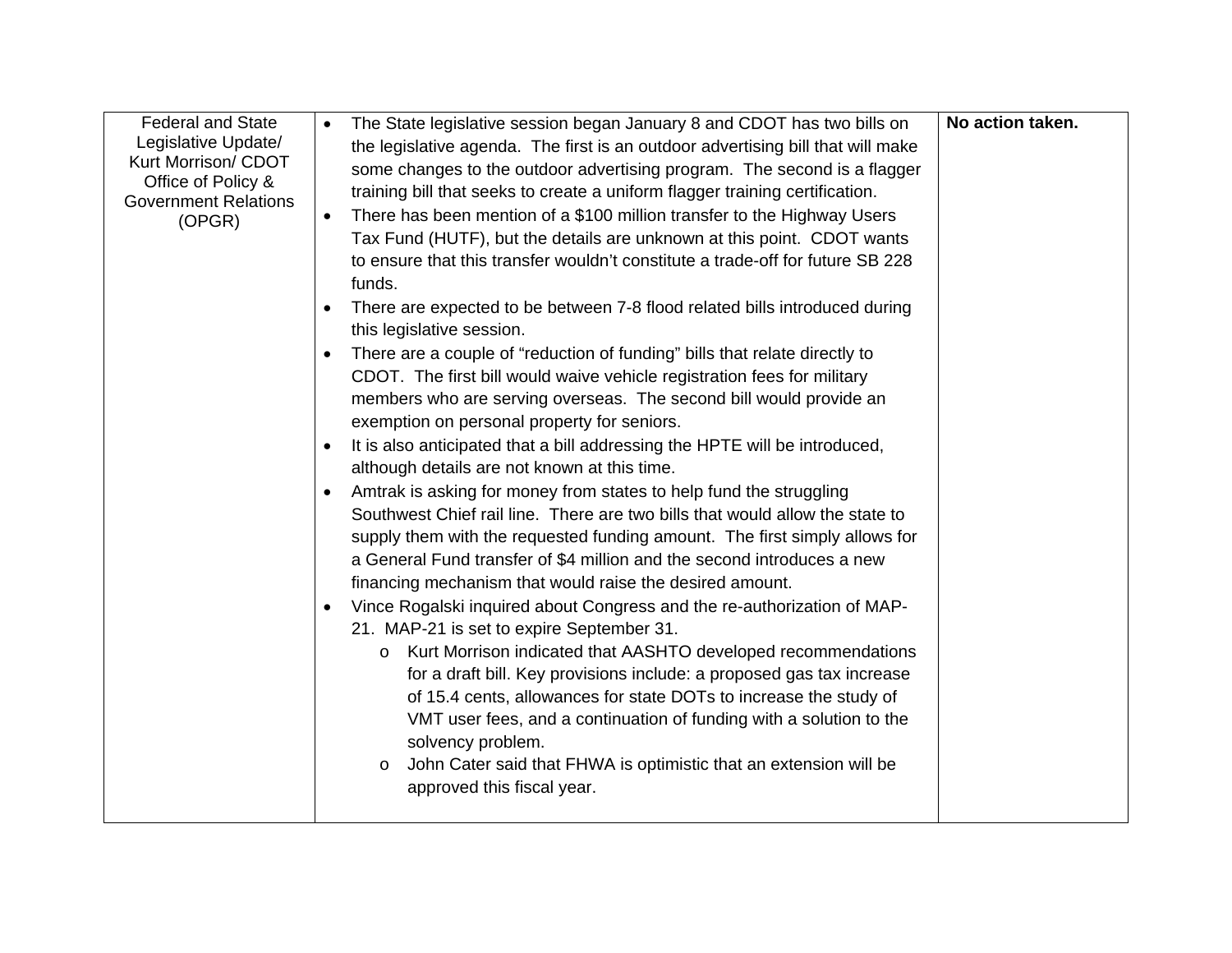| | | |
|---|---|---|
| Federal and State Legislative Update/ Kurt Morrison/ CDOT Office of Policy & Government Relations (OPGR) | • The State legislative session began January 8 and CDOT has two bills on the legislative agenda. The first is an outdoor advertising bill that will make some changes to the outdoor advertising program. The second is a flagger training bill that seeks to create a uniform flagger training certification.<br>• There has been mention of a $100 million transfer to the Highway Users Tax Fund (HUTF), but the details are unknown at this point. CDOT wants to ensure that this transfer wouldn't constitute a trade-off for future SB 228 funds.<br>• There are expected to be between 7-8 flood related bills introduced during this legislative session.<br>• There are a couple of "reduction of funding" bills that relate directly to CDOT. The first bill would waive vehicle registration fees for military members who are serving overseas. The second bill would provide an exemption on personal property for seniors.<br>• It is also anticipated that a bill addressing the HPTE will be introduced, although details are not known at this time.<br>• Amtrak is asking for money from states to help fund the struggling Southwest Chief rail line. There are two bills that would allow the state to supply them with the requested funding amount. The first simply allows for a General Fund transfer of $4 million and the second introduces a new financing mechanism that would raise the desired amount.<br>• Vince Rogalski inquired about Congress and the re-authorization of MAP-21. MAP-21 is set to expire September 31.<br>&nbsp;&nbsp;&nbsp;&nbsp;o Kurt Morrison indicated that AASHTO developed recommendations for a draft bill. Key provisions include: a proposed gas tax increase of 15.4 cents, allowances for state DOTs to increase the study of VMT user fees, and a continuation of funding with a solution to the solvency problem.<br>&nbsp;&nbsp;&nbsp;&nbsp;o John Cater said that FHWA is optimistic that an extension will be approved this fiscal year. | **No action taken.** |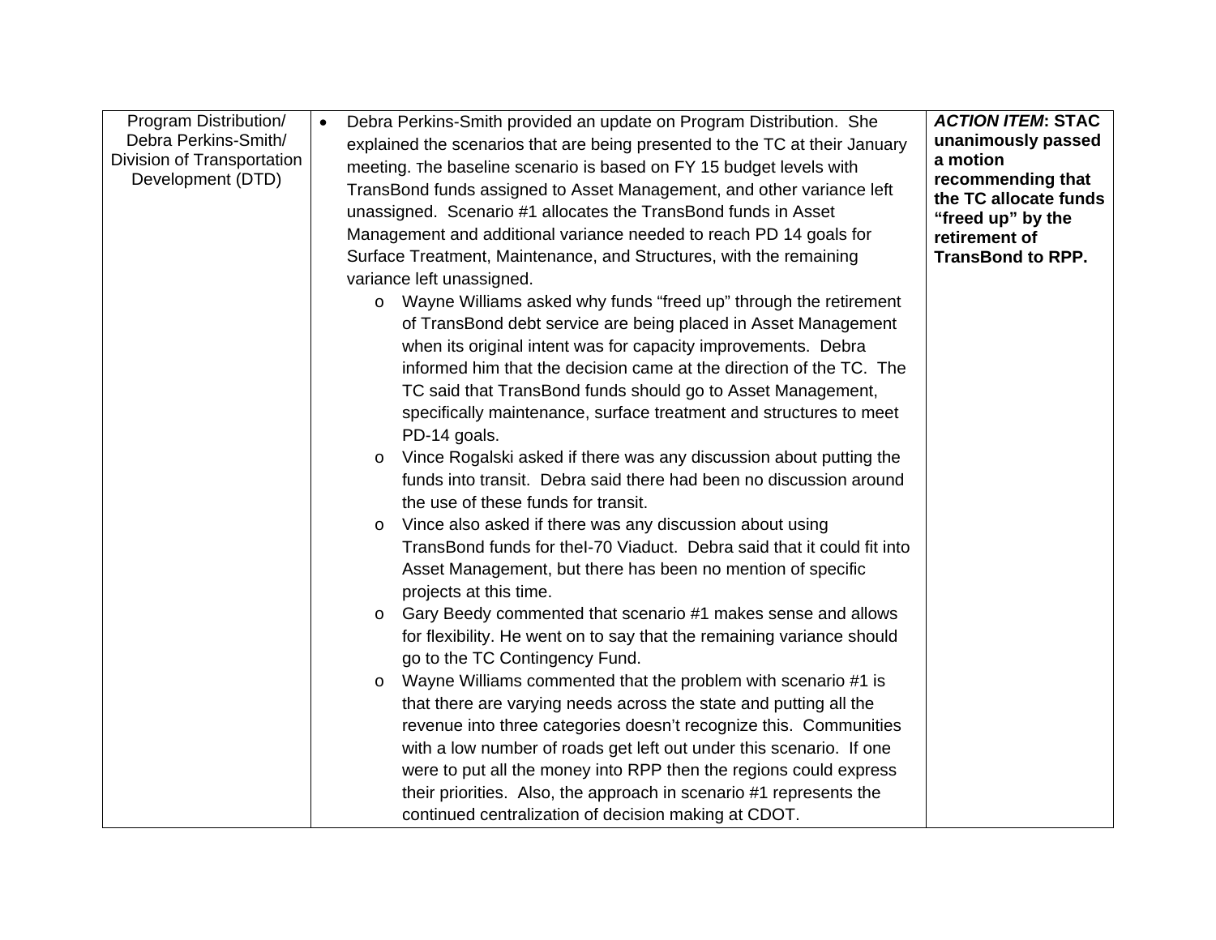| Program Distribution/ Debra Perkins-Smith/ Division of Transportation Development (DTD) | • Debra Perkins-Smith provided an update on Program Distribution. She explained the scenarios that are being presented to the TC at their January meeting. The baseline scenario is based on FY 15 budget levels with TransBond funds assigned to Asset Management, and other variance left unassigned. Scenario #1 allocates the TransBond funds in Asset Management and additional variance needed to reach PD 14 goals for Surface Treatment, Maintenance, and Structures, with the remaining variance left unassigned.<br>o Wayne Williams asked why funds "freed up" through the retirement of TransBond debt service are being placed in Asset Management when its original intent was for capacity improvements. Debra informed him that the decision came at the direction of the TC. The TC said that TransBond funds should go to Asset Management, specifically maintenance, surface treatment and structures to meet PD-14 goals.<br>o Vince Rogalski asked if there was any discussion about putting the funds into transit. Debra said there had been no discussion around the use of these funds for transit.<br>o Vince also asked if there was any discussion about using TransBond funds for theI-70 Viaduct. Debra said that it could fit into Asset Management, but there has been no mention of specific projects at this time.<br>o Gary Beedy commented that scenario #1 makes sense and allows for flexibility. He went on to say that the remaining variance should go to the TC Contingency Fund.<br>o Wayne Williams commented that the problem with scenario #1 is that there are varying needs across the state and putting all the revenue into three categories doesn't recognize this. Communities with a low number of roads get left out under this scenario. If one were to put all the money into RPP then the regions could express their priorities. Also, the approach in scenario #1 represents the continued centralization of decision making at CDOT. | ***ACTION ITEM*: STAC unanimously passed a motion recommending that the TC allocate funds "freed up" by the retirement of TransBond to RPP.** |
|---|---|---|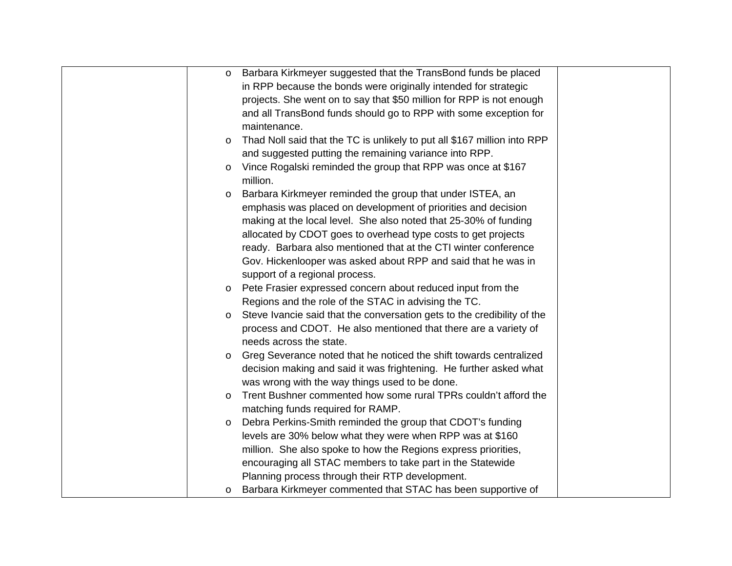| | | |
|---|---|---|
| | - Barbara Kirkmeyer suggested that the TransBond funds be placed in RPP because the bonds were originally intended for strategic projects. She went on to say that $50 million for RPP is not enough and all TransBond funds should go to RPP with some exception for maintenance.<br>- Thad Noll said that the TC is unlikely to put all $167 million into RPP and suggested putting the remaining variance into RPP.<br>- Vince Rogalski reminded the group that RPP was once at $167 million.<br>- Barbara Kirkmeyer reminded the group that under ISTEA, an emphasis was placed on development of priorities and decision making at the local level. She also noted that 25-30% of funding allocated by CDOT goes to overhead type costs to get projects ready. Barbara also mentioned that at the CTI winter conference Gov. Hickenlooper was asked about RPP and said that he was in support of a regional process.<br>- Pete Frasier expressed concern about reduced input from the Regions and the role of the STAC in advising the TC.<br>- Steve Ivancie said that the conversation gets to the credibility of the process and CDOT. He also mentioned that there are a variety of needs across the state.<br>- Greg Severance noted that he noticed the shift towards centralized decision making and said it was frightening. He further asked what was wrong with the way things used to be done.<br>- Trent Bushner commented how some rural TPRs couldn't afford the matching funds required for RAMP.<br>- Debra Perkins-Smith reminded the group that CDOT's funding levels are 30% below what they were when RPP was at $160 million. She also spoke to how the Regions express priorities, encouraging all STAC members to take part in the Statewide Planning process through their RTP development.<br>- Barbara Kirkmeyer commented that STAC has been supportive of | |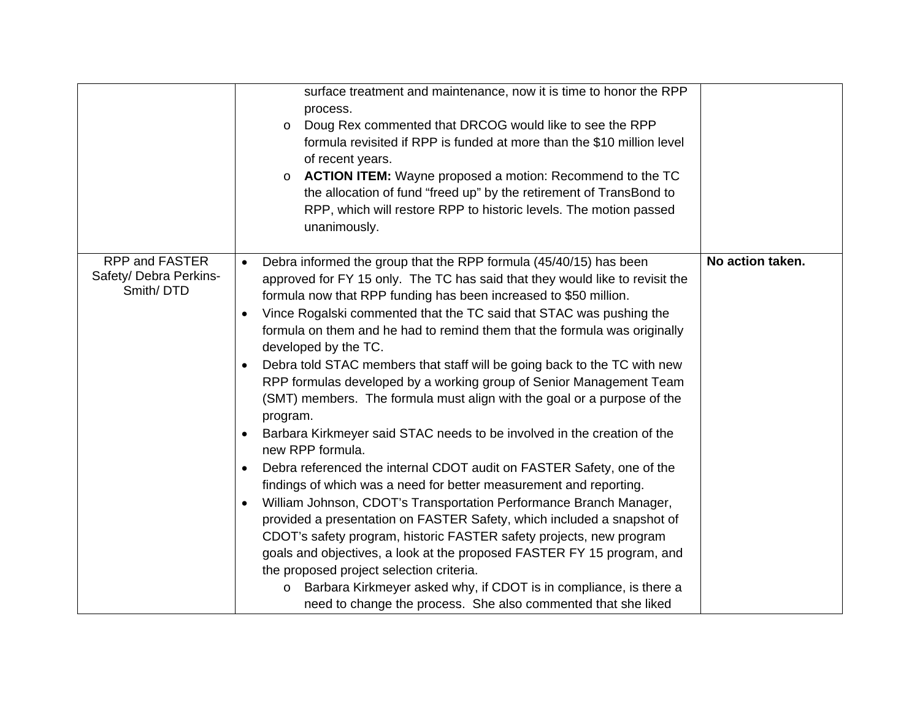| | | |
|---|---|---|
| | surface treatment and maintenance, now it is time to honor the RPP process.<br>o Doug Rex commented that DRCOG would like to see the RPP formula revisited if RPP is funded at more than the $10 million level of recent years.<br>o **ACTION ITEM:** Wayne proposed a motion: Recommend to the TC the allocation of fund "freed up" by the retirement of TransBond to RPP, which will restore RPP to historic levels. The motion passed unanimously. | |
| RPP and FASTER Safety/ Debra Perkins-Smith/ DTD | • Debra informed the group that the RPP formula (45/40/15) has been approved for FY 15 only. The TC has said that they would like to revisit the formula now that RPP funding has been increased to $50 million.<br>• Vince Rogalski commented that the TC said that STAC was pushing the formula on them and he had to remind them that the formula was originally developed by the TC.<br>• Debra told STAC members that staff will be going back to the TC with new RPP formulas developed by a working group of Senior Management Team (SMT) members. The formula must align with the goal or a purpose of the program.<br>• Barbara Kirkmeyer said STAC needs to be involved in the creation of the new RPP formula.<br>• Debra referenced the internal CDOT audit on FASTER Safety, one of the findings of which was a need for better measurement and reporting.<br>• William Johnson, CDOT's Transportation Performance Branch Manager, provided a presentation on FASTER Safety, which included a snapshot of CDOT's safety program, historic FASTER safety projects, new program goals and objectives, a look at the proposed FASTER FY 15 program, and the proposed project selection criteria.<br>o Barbara Kirkmeyer asked why, if CDOT is in compliance, is there a need to change the process. She also commented that she liked | **No action taken.** |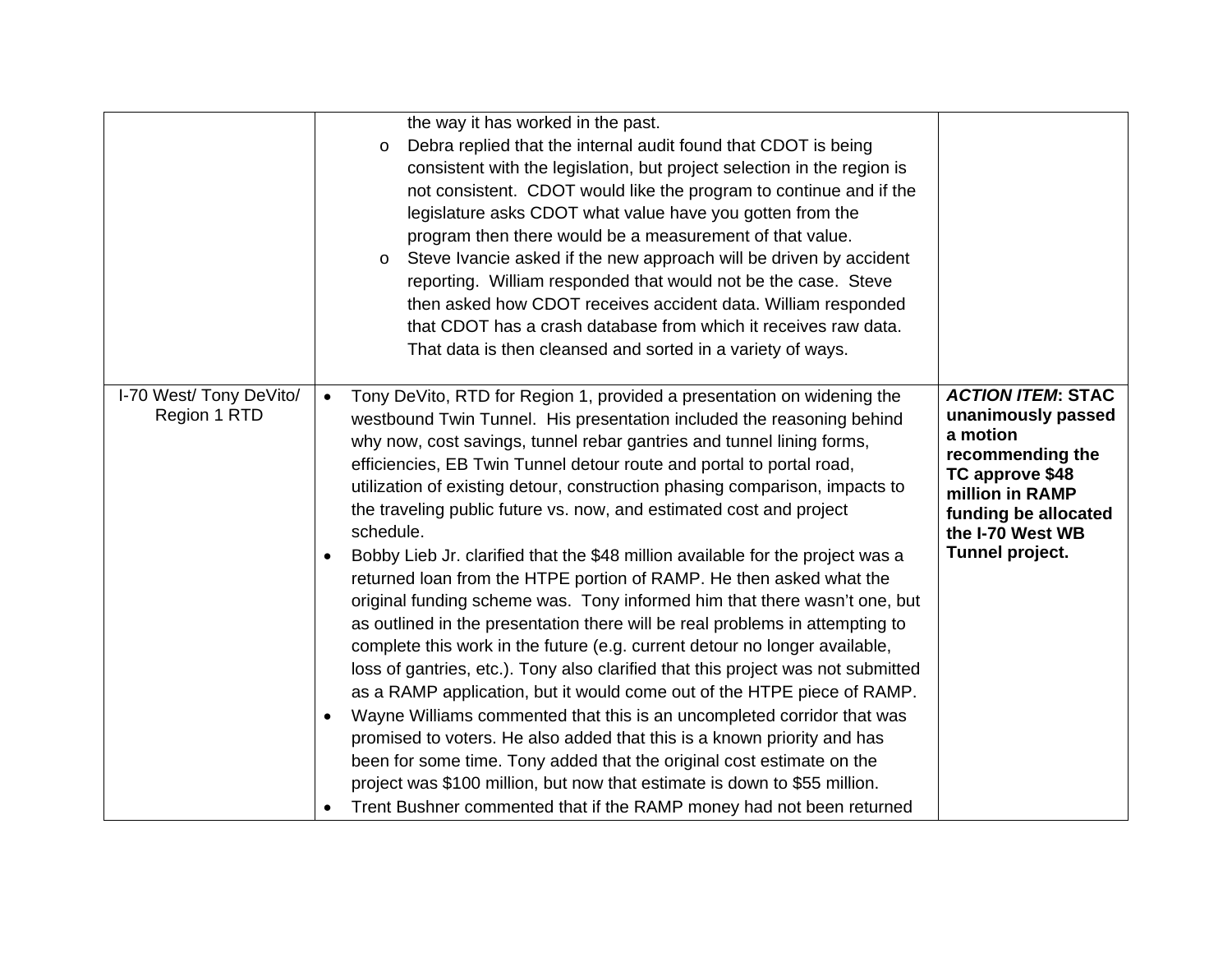| | | |
|---|---|---|
| | the way it has worked in the past.<br>o Debra replied that the internal audit found that CDOT is being consistent with the legislation, but project selection in the region is not consistent. CDOT would like the program to continue and if the legislature asks CDOT what value have you gotten from the program then there would be a measurement of that value.<br>o Steve Ivancie asked if the new approach will be driven by accident reporting. William responded that would not be the case. Steve then asked how CDOT receives accident data. William responded that CDOT has a crash database from which it receives raw data. That data is then cleansed and sorted in a variety of ways. | |
| I-70 West/ Tony DeVito/ Region 1 RTD | • Tony DeVito, RTD for Region 1, provided a presentation on widening the westbound Twin Tunnel. His presentation included the reasoning behind why now, cost savings, tunnel rebar gantries and tunnel lining forms, efficiencies, EB Twin Tunnel detour route and portal to portal road, utilization of existing detour, construction phasing comparison, impacts to the traveling public future vs. now, and estimated cost and project schedule.<br>• Bobby Lieb Jr. clarified that the $48 million available for the project was a returned loan from the HTPE portion of RAMP. He then asked what the original funding scheme was. Tony informed him that there wasn't one, but as outlined in the presentation there will be real problems in attempting to complete this work in the future (e.g. current detour no longer available, loss of gantries, etc.). Tony also clarified that this project was not submitted as a RAMP application, but it would come out of the HTPE piece of RAMP.<br>• Wayne Williams commented that this is an uncompleted corridor that was promised to voters. He also added that this is a known priority and has been for some time. Tony added that the original cost estimate on the project was $100 million, but now that estimate is down to $55 million.<br>• Trent Bushner commented that if the RAMP money had not been returned | ***ACTION ITEM*: STAC unanimously passed a motion recommending the TC approve $48 million in RAMP funding be allocated the I-70 West WB Tunnel project.** |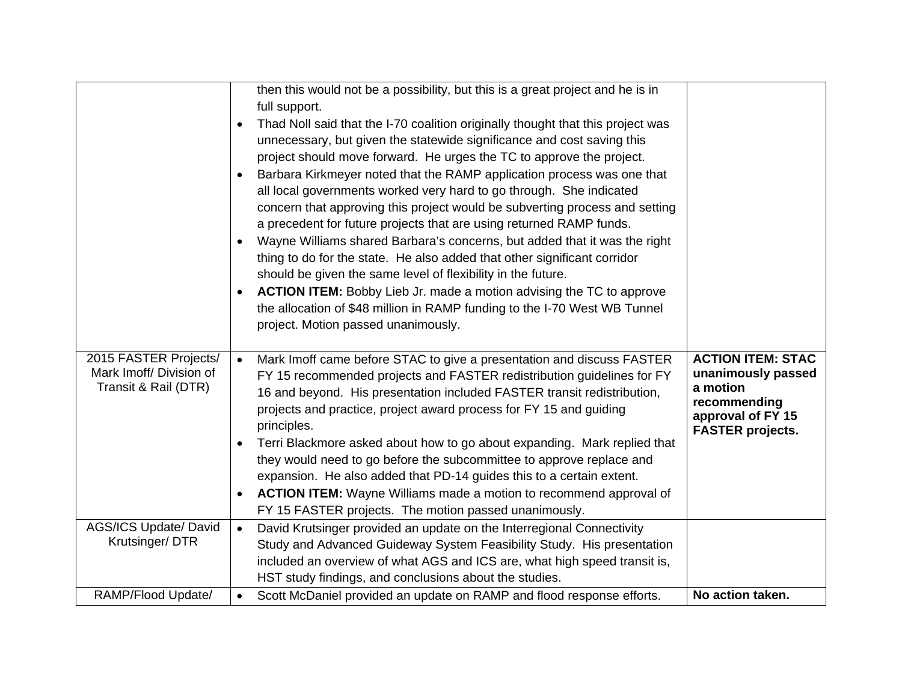| | | |
|---|---|---|
| | then this would not be a possibility, but this is a great project and he is in full support.<br>• Thad Noll said that the I-70 coalition originally thought that this project was unnecessary, but given the statewide significance and cost saving this project should move forward. He urges the TC to approve the project.<br>• Barbara Kirkmeyer noted that the RAMP application process was one that all local governments worked very hard to go through. She indicated concern that approving this project would be subverting process and setting a precedent for future projects that are using returned RAMP funds.<br>• Wayne Williams shared Barbara's concerns, but added that it was the right thing to do for the state. He also added that other significant corridor should be given the same level of flexibility in the future.<br>• **ACTION ITEM:** Bobby Lieb Jr. made a motion advising the TC to approve the allocation of $48 million in RAMP funding to the I-70 West WB Tunnel project. Motion passed unanimously. | |
| 2015 FASTER Projects/ Mark Imoff/ Division of Transit & Rail (DTR) | • Mark Imoff came before STAC to give a presentation and discuss FASTER FY 15 recommended projects and FASTER redistribution guidelines for FY 16 and beyond. His presentation included FASTER transit redistribution, projects and practice, project award process for FY 15 and guiding principles.<br>• Terri Blackmore asked about how to go about expanding. Mark replied that they would need to go before the subcommittee to approve replace and expansion. He also added that PD-14 guides this to a certain extent.<br>• **ACTION ITEM:** Wayne Williams made a motion to recommend approval of FY 15 FASTER projects. The motion passed unanimously. | **ACTION ITEM: STAC unanimously passed a motion recommending approval of FY 15 FASTER projects.** |
| AGS/ICS Update/ David Krutsinger/ DTR | • David Krutsinger provided an update on the Interregional Connectivity Study and Advanced Guideway System Feasibility Study. His presentation included an overview of what AGS and ICS are, what high speed transit is, HST study findings, and conclusions about the studies. | |
| RAMP/Flood Update/ | • Scott McDaniel provided an update on RAMP and flood response efforts. | **No action taken.** |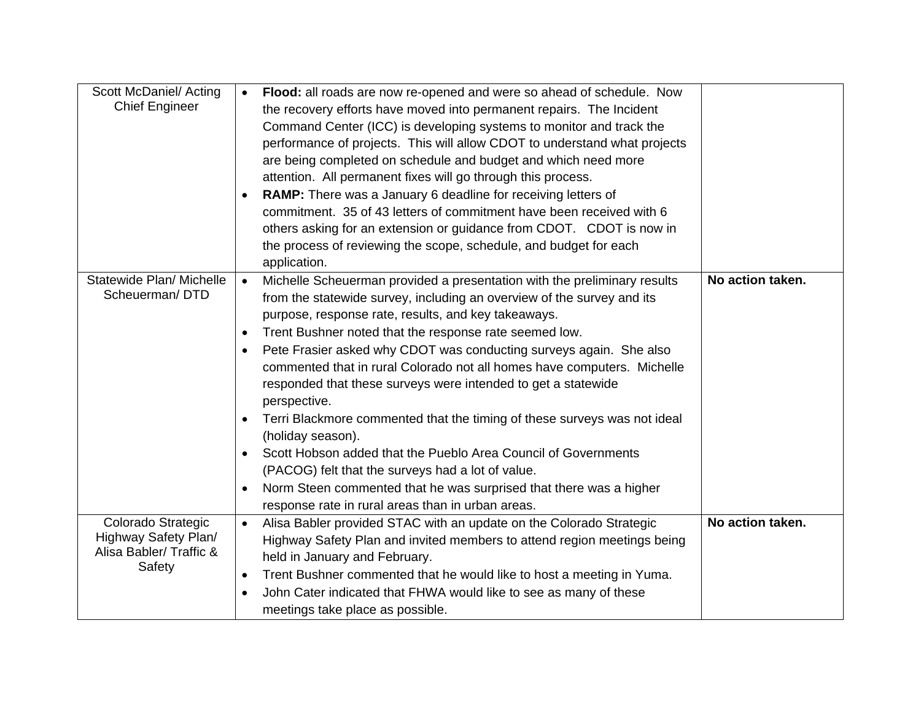| | | |
|---|---|---|
| Scott McDaniel/ Acting Chief Engineer | • **Flood:** all roads are now re-opened and were so ahead of schedule. Now the recovery efforts have moved into permanent repairs. The Incident Command Center (ICC) is developing systems to monitor and track the performance of projects. This will allow CDOT to understand what projects are being completed on schedule and budget and which need more attention. All permanent fixes will go through this process.<br>• **RAMP:** There was a January 6 deadline for receiving letters of commitment. 35 of 43 letters of commitment have been received with 6 others asking for an extension or guidance from CDOT. CDOT is now in the process of reviewing the scope, schedule, and budget for each application. | |
| Statewide Plan/ Michelle Scheuerman/ DTD | • Michelle Scheuerman provided a presentation with the preliminary results from the statewide survey, including an overview of the survey and its purpose, response rate, results, and key takeaways.<br>• Trent Bushner noted that the response rate seemed low.<br>• Pete Frasier asked why CDOT was conducting surveys again. She also commented that in rural Colorado not all homes have computers. Michelle responded that these surveys were intended to get a statewide perspective.<br>• Terri Blackmore commented that the timing of these surveys was not ideal (holiday season).<br>• Scott Hobson added that the Pueblo Area Council of Governments (PACOG) felt that the surveys had a lot of value.<br>• Norm Steen commented that he was surprised that there was a higher response rate in rural areas than in urban areas. | **No action taken.** |
| Colorado Strategic Highway Safety Plan/ Alisa Babler/ Traffic & Safety | • Alisa Babler provided STAC with an update on the Colorado Strategic Highway Safety Plan and invited members to attend region meetings being held in January and February.<br>• Trent Bushner commented that he would like to host a meeting in Yuma.<br>• John Cater indicated that FHWA would like to see as many of these meetings take place as possible. | **No action taken.** |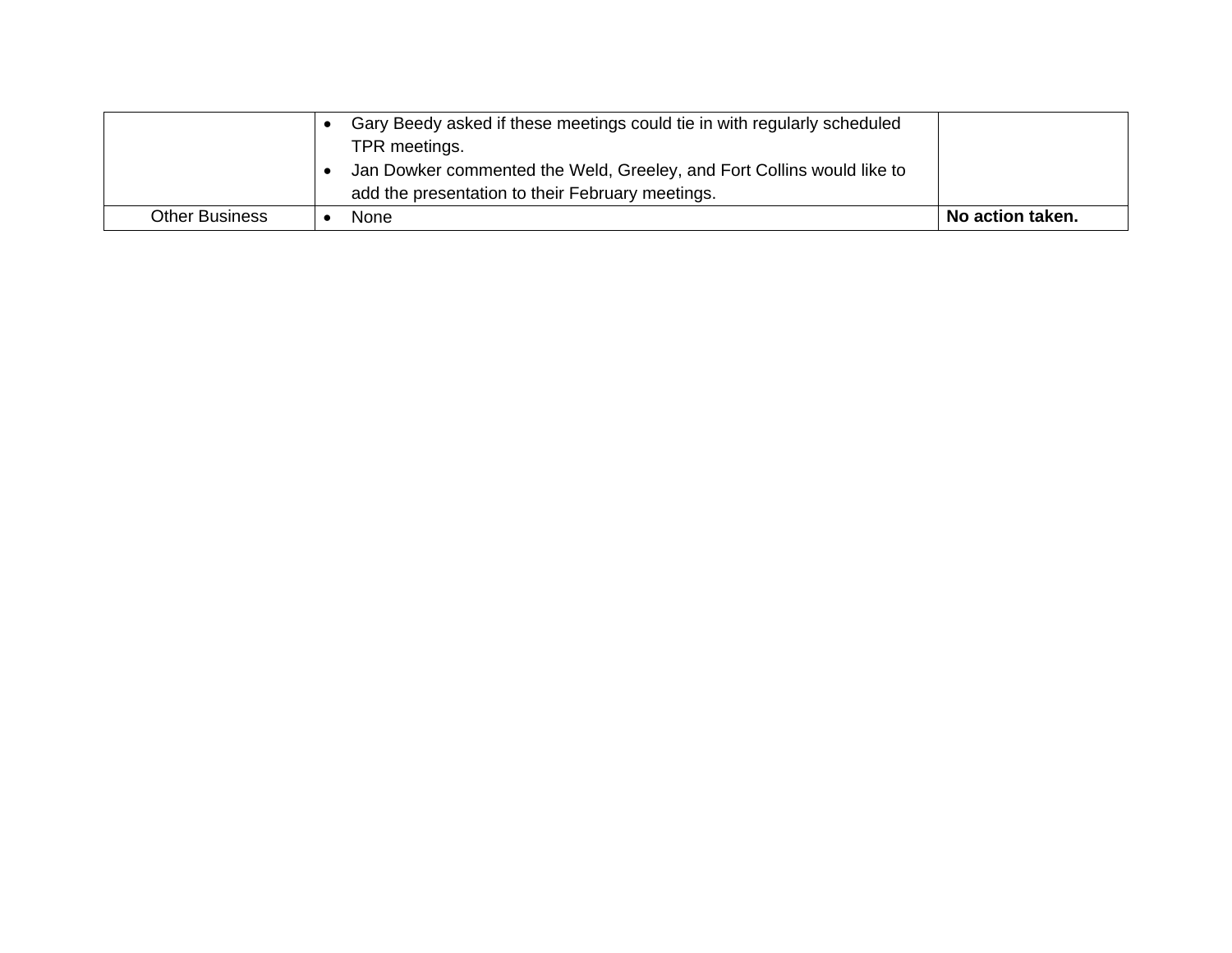| | | |
|---|---|---|
| | • Gary Beedy asked if these meetings could tie in with regularly scheduled TPR meetings.<br>• Jan Dowker commented the Weld, Greeley, and Fort Collins would like to add the presentation to their February meetings. | |
| Other Business | • None | **No action taken.** |